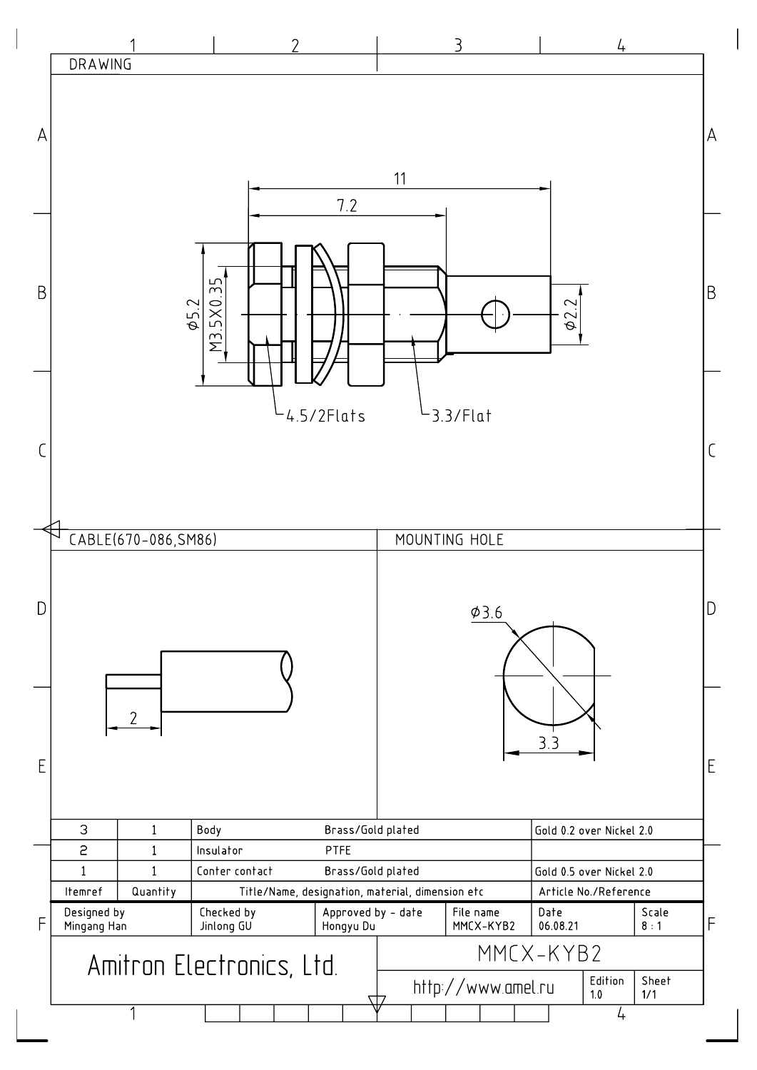## DRAWING

11

7.2

⌀5.2

M3.5X0.35

⌀2.2

4.5/2Flats

3.3/Flat

## CABLE(670-086,SM86)

2

## MOUNTING HOLE

⌀3.6

3.3

| Itemref | Quantity | Title/Name, designation, material, dimension etc | | Article No./Reference |
|---|---|---|---|---|
| 3 | 1 | Body | Brass/Gold plated | Gold 0.2 over Nickel 2.0 |
| 2 | 1 | Insulator | PTFE | |
| 1 | 1 | Conter contact | Brass/Gold plated | Gold 0.5 over Nickel 2.0 |

| Designed by | Checked by | Approved by - date | File name | Date | Scale |
|---|---|---|---|---|---|
| Mingang Han | Jinlong GU | Hongyu Du | MMCX-KYB2 | 06.08.21 | 8 : 1 |

Amitron Electronics, Ltd.

MMCX-KYB2

http://www.amel.ru

Edition 1.0

Sheet 1/1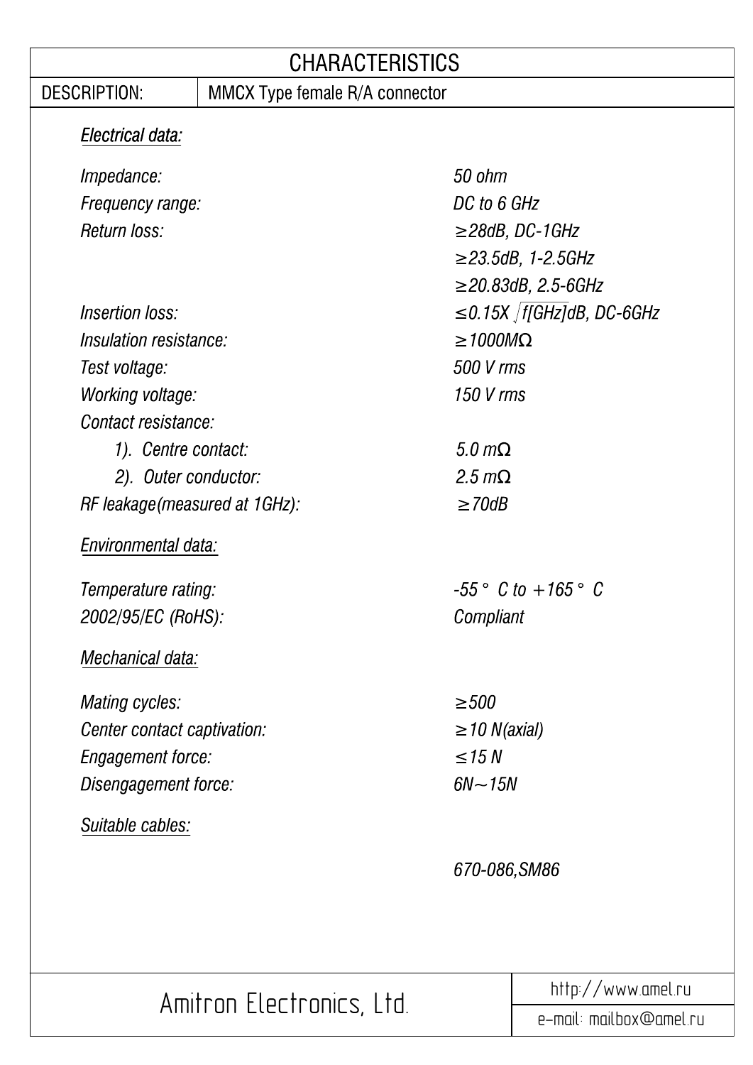# CHARACTERISTICS

| | |
|---|---|
| DESCRIPTION: | MMCX Type female R/A connector |

*Electrical data:*

| | |
|---|---|
| *Impedance:* | *50 ohm* |
| *Frequency range:* | *DC to 6 GHz* |
| *Return loss:* | *≥28dB, DC-1GHz* |
| | *≥23.5dB, 1-2.5GHz* |
| | *≥20.83dB, 2.5-6GHz* |
| *Insertion loss:* | $\leq 0.15X\sqrt{f[GHz]}$*dB, DC-6GHz* |
| *Insulation resistance:* | *≥1000MΩ* |
| *Test voltage:* | *500 V rms* |
| *Working voltage:* | *150 V rms* |
| *Contact resistance:* | |
| *1). Centre contact:* | *5.0 mΩ* |
| *2). Outer conductor:* | *2.5 mΩ* |
| *RF leakage(measured at 1GHz):* | *≥70dB* |

*Environmental data:*

| | |
|---|---|
| *Temperature rating:* | *-55° C to +165° C* |
| *2002/95/EC (RoHS):* | *Compliant* |

*Mechanical data:*

| | |
|---|---|
| *Mating cycles:* | *≥500* |
| *Center contact captivation:* | *≥10 N(axial)* |
| *Engagement force:* | *≤15 N* |
| *Disengagement force:* | *6N~15N* |

*Suitable cables:*

*670-086,SM86*

Amitron Electronics, Ltd.

http://www.amel.ru

e-mail: mailbox@amel.ru